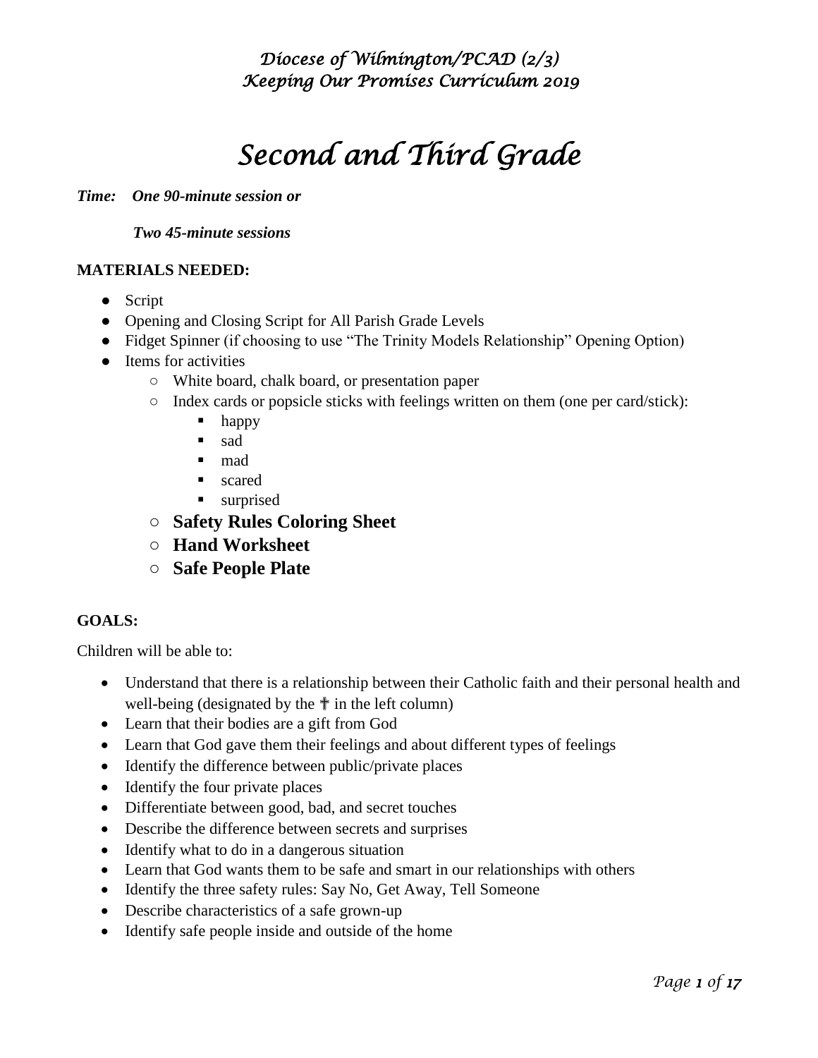*Diocese of Wilmington/PCAD (2/3)*
*Keeping Our Promises Curriculum 2019*

# *Second and Third Grade*

***Time: One 90-minute session or***

***Two 45-minute sessions***

**MATERIALS NEEDED:**

- Script
- Opening and Closing Script for All Parish Grade Levels
- Fidget Spinner (if choosing to use "The Trinity Models Relationship" Opening Option)
- Items for activities
  - White board, chalk board, or presentation paper
  - Index cards or popsicle sticks with feelings written on them (one per card/stick):
    - happy
    - sad
    - mad
    - scared
    - surprised
  - **Safety Rules Coloring Sheet**
  - **Hand Worksheet**
  - **Safe People Plate**

**GOALS:**

Children will be able to:

- Understand that there is a relationship between their Catholic faith and their personal health and well-being (designated by the ✝ in the left column)
- Learn that their bodies are a gift from God
- Learn that God gave them their feelings and about different types of feelings
- Identify the difference between public/private places
- Identify the four private places
- Differentiate between good, bad, and secret touches
- Describe the difference between secrets and surprises
- Identify what to do in a dangerous situation
- Learn that God wants them to be safe and smart in our relationships with others
- Identify the three safety rules: Say No, Get Away, Tell Someone
- Describe characteristics of a safe grown-up
- Identify safe people inside and outside of the home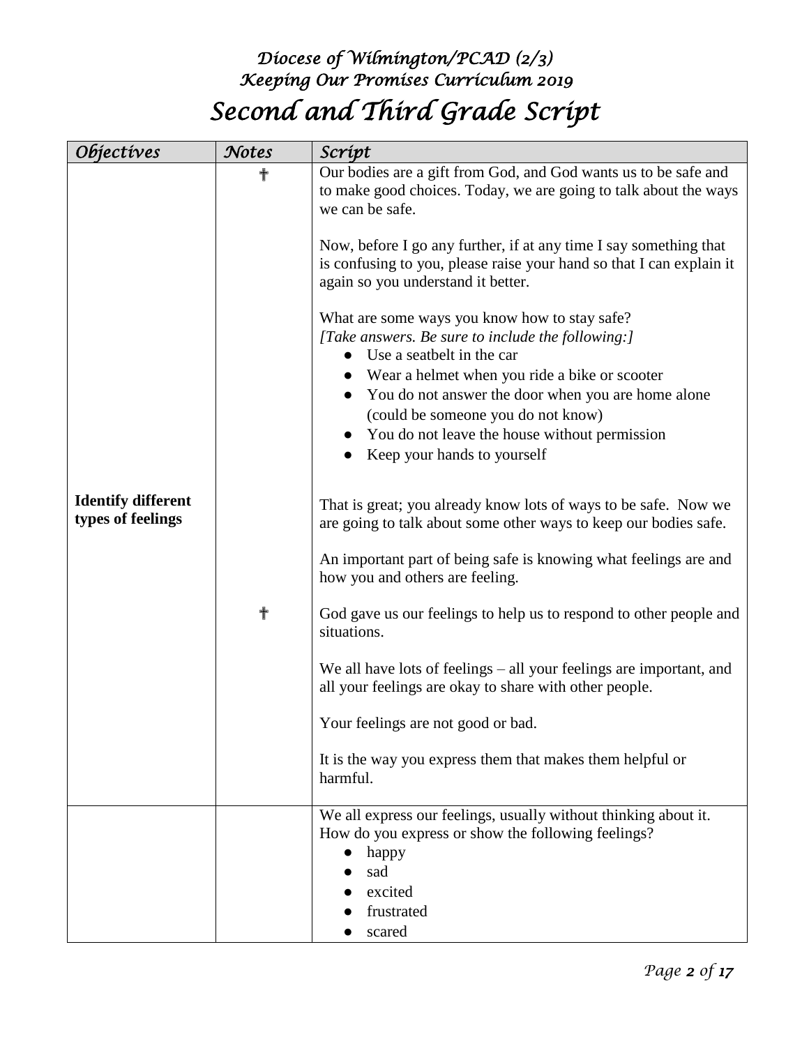*Diocese of Wilmington/PCAD (2/3)*
*Keeping Our Promises Curriculum 2019*

# *Second and Third Grade Script*

| *Objectives* | *Notes* | *Script* |
|---|---|---|
| | ✝ | Our bodies are a gift from God, and God wants us to be safe and to make good choices. Today, we are going to talk about the ways we can be safe.<br><br>Now, before I go any further, if at any time I say something that is confusing to you, please raise your hand so that I can explain it again so you understand it better.<br><br>What are some ways you know how to stay safe?<br>*[Take answers. Be sure to include the following:]*<br>● Use a seatbelt in the car<br>● Wear a helmet when you ride a bike or scooter<br>● You do not answer the door when you are home alone (could be someone you do not know)<br>● You do not leave the house without permission<br>● Keep your hands to yourself |
| **Identify different types of feelings** | | That is great; you already know lots of ways to be safe. Now we are going to talk about some other ways to keep our bodies safe.<br><br>An important part of being safe is knowing what feelings are and how you and others are feeling. |
| | ✝ | God gave us our feelings to help us to respond to other people and situations.<br><br>We all have lots of feelings – all your feelings are important, and all your feelings are okay to share with other people.<br><br>Your feelings are not good or bad.<br><br>It is the way you express them that makes them helpful or harmful. |
| | | We all express our feelings, usually without thinking about it. How do you express or show the following feelings?<br>● happy<br>● sad<br>● excited<br>● frustrated<br>● scared |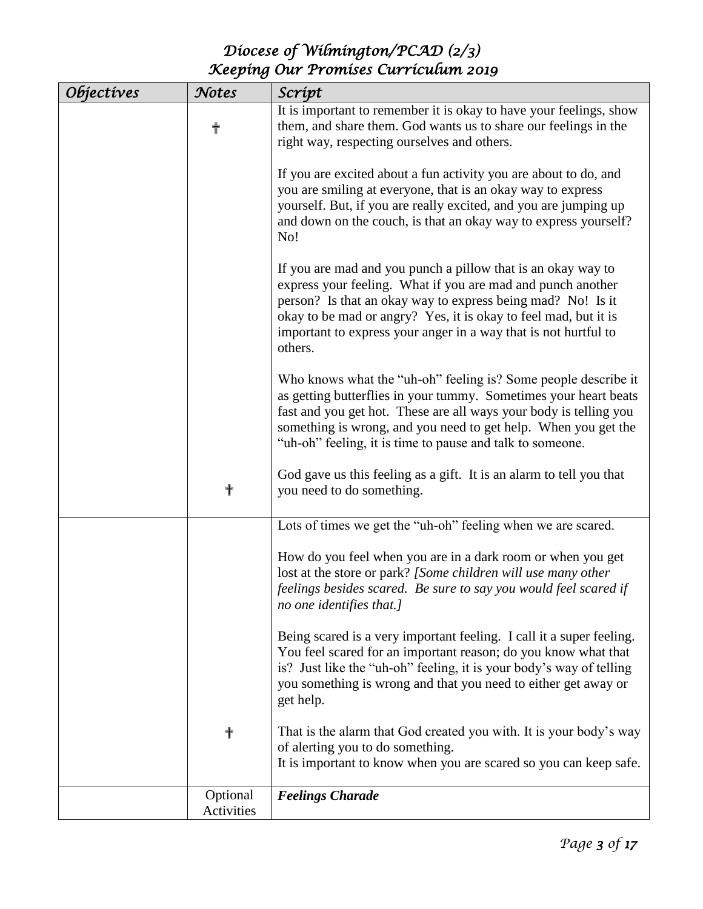| *Objectives* | *Notes* | *Script* |
|---|---|---|
| | † | It is important to remember it is okay to have your feelings, show them, and share them. God wants us to share our feelings in the right way, respecting ourselves and others.<br><br>If you are excited about a fun activity you are about to do, and you are smiling at everyone, that is an okay way to express yourself. But, if you are really excited, and you are jumping up and down on the couch, is that an okay way to express yourself? No!<br><br>If you are mad and you punch a pillow that is an okay way to express your feeling. What if you are mad and punch another person? Is that an okay way to express being mad? No! Is it okay to be mad or angry? Yes, it is okay to feel mad, but it is important to express your anger in a way that is not hurtful to others.<br><br>Who knows what the "uh-oh" feeling is? Some people describe it as getting butterflies in your tummy. Sometimes your heart beats fast and you get hot. These are all ways your body is telling you something is wrong, and you need to get help. When you get the "uh-oh" feeling, it is time to pause and talk to someone. |
| | † | God gave us this feeling as a gift. It is an alarm to tell you that you need to do something. |
| | | Lots of times we get the "uh-oh" feeling when we are scared.<br><br>How do you feel when you are in a dark room or when you get lost at the store or park? *[Some children will use many other feelings besides scared. Be sure to say you would feel scared if no one identifies that.]*<br><br>Being scared is a very important feeling. I call it a super feeling. You feel scared for an important reason; do you know what that is? Just like the "uh-oh" feeling, it is your body's way of telling you something is wrong and that you need to either get away or get help. |
| | † | That is the alarm that God created you with. It is your body's way of alerting you to do something.<br>It is important to know when you are scared so you can keep safe. |
| | Optional Activities | ***Feelings Charade*** |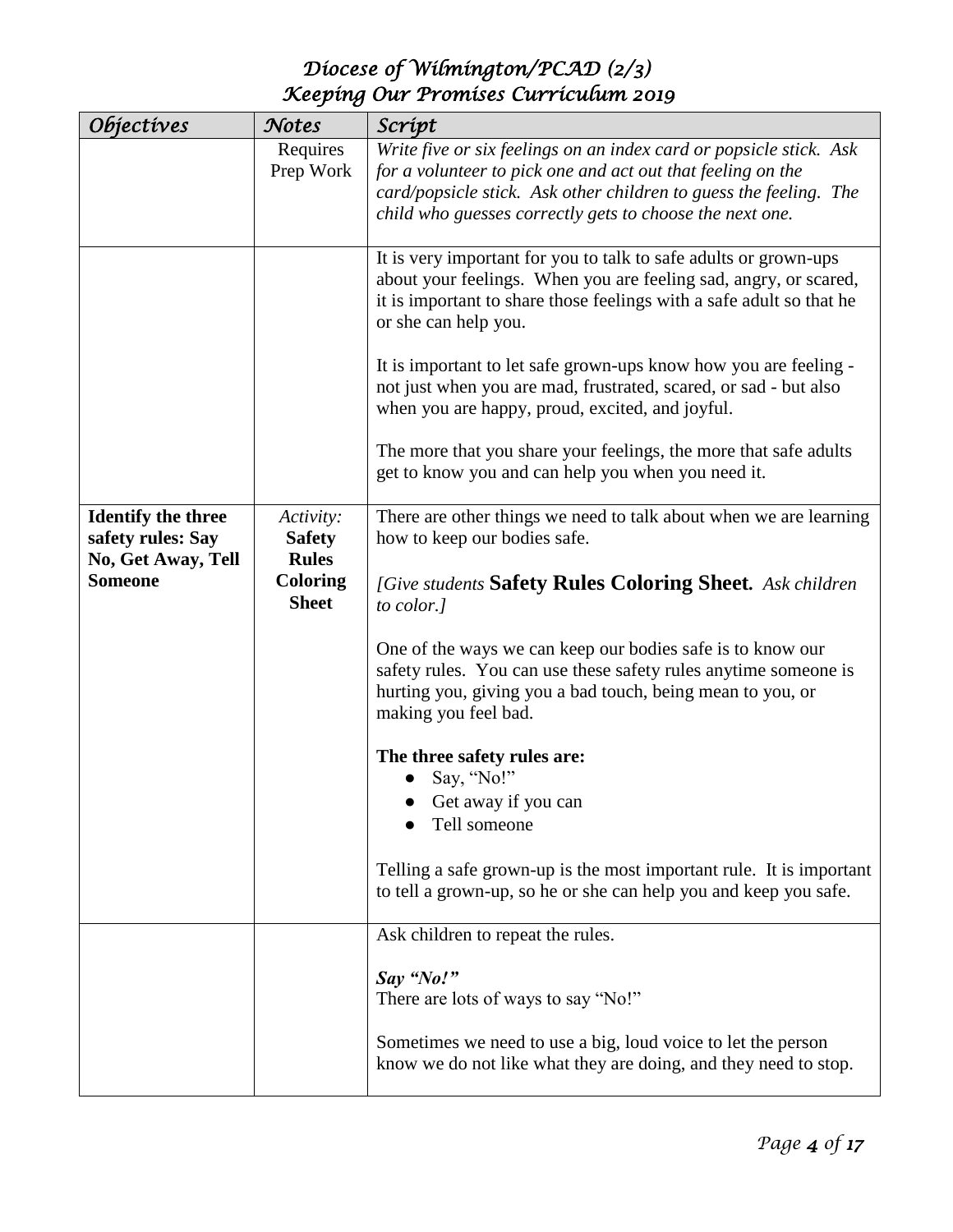| *Objectives* | *Notes* | *Script* |
|---|---|---|
| | Requires Prep Work | *Write five or six feelings on an index card or popsicle stick. Ask for a volunteer to pick one and act out that feeling on the card/popsicle stick. Ask other children to guess the feeling. The child who guesses correctly gets to choose the next one.* |
| | | It is very important for you to talk to safe adults or grown-ups about your feelings. When you are feeling sad, angry, or scared, it is important to share those feelings with a safe adult so that he or she can help you.<br><br>It is important to let safe grown-ups know how you are feeling - not just when you are mad, frustrated, scared, or sad - but also when you are happy, proud, excited, and joyful.<br><br>The more that you share your feelings, the more that safe adults get to know you and can help you when you need it. |
| **Identify the three safety rules: Say No, Get Away, Tell Someone** | *Activity:* **Safety Rules Coloring Sheet** | There are other things we need to talk about when we are learning how to keep our bodies safe.<br><br>*[Give students* **Safety Rules Coloring Sheet.** *Ask children to color.]*<br><br>One of the ways we can keep our bodies safe is to know our safety rules. You can use these safety rules anytime someone is hurting you, giving you a bad touch, being mean to you, or making you feel bad.<br><br>**The three safety rules are:**<br>● Say, "No!"<br>● Get away if you can<br>● Tell someone<br><br>Telling a safe grown-up is the most important rule. It is important to tell a grown-up, so he or she can help you and keep you safe. |
| | | Ask children to repeat the rules.<br><br>***Say "No!"***<br>There are lots of ways to say "No!"<br><br>Sometimes we need to use a big, loud voice to let the person know we do not like what they are doing, and they need to stop. |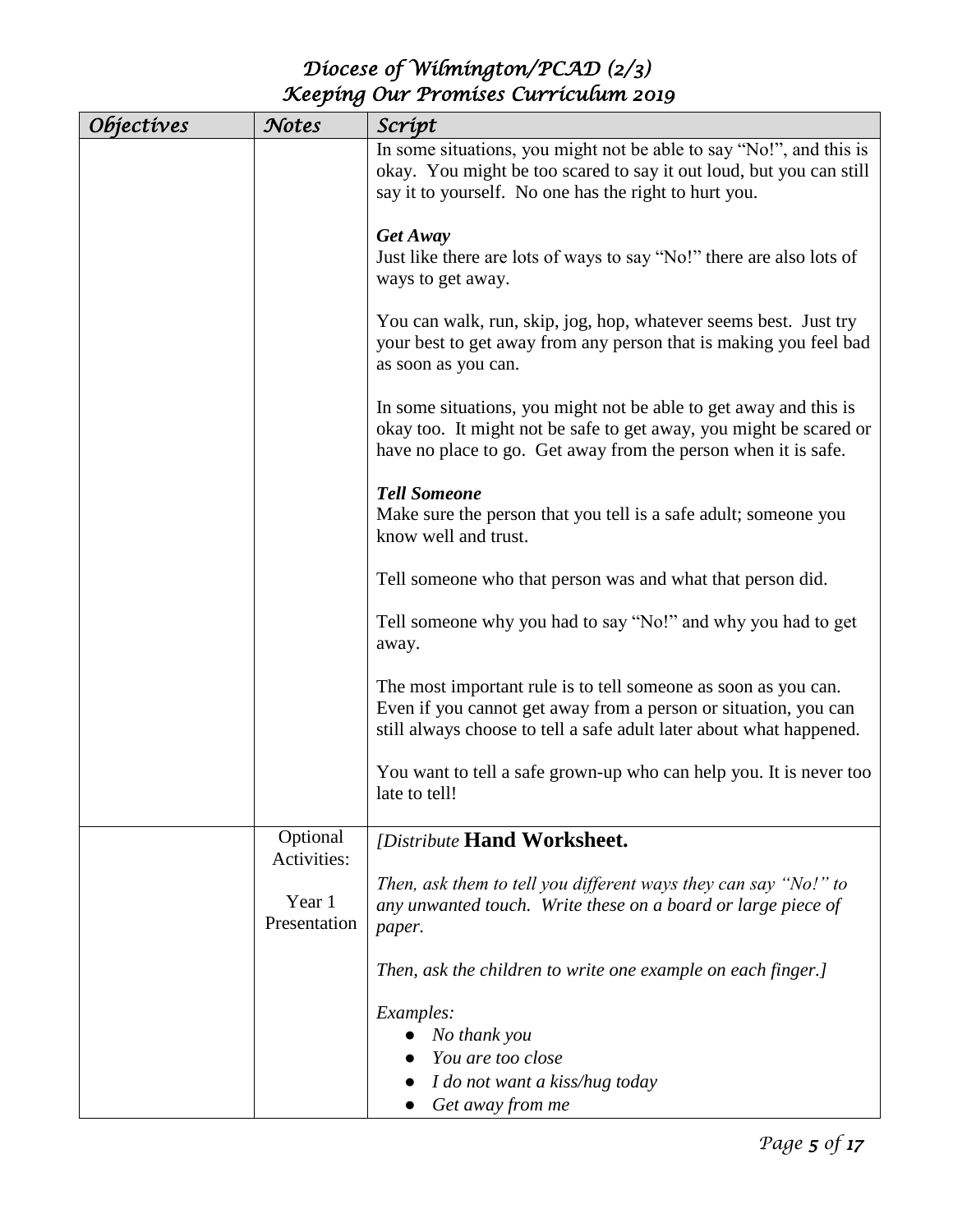| Objectives | Notes | Script |
| --- | --- | --- |
| | | In some situations, you might not be able to say "No!", and this is okay. You might be too scared to say it out loud, but you can still say it to yourself. No one has the right to hurt you.<br><br>***Get Away***<br>Just like there are lots of ways to say "No!" there are also lots of ways to get away.<br><br>You can walk, run, skip, jog, hop, whatever seems best. Just try your best to get away from any person that is making you feel bad as soon as you can.<br><br>In some situations, you might not be able to get away and this is okay too. It might not be safe to get away, you might be scared or have no place to go. Get away from the person when it is safe.<br><br>***Tell Someone***<br>Make sure the person that you tell is a safe adult; someone you know well and trust.<br><br>Tell someone who that person was and what that person did.<br><br>Tell someone why you had to say "No!" and why you had to get away.<br><br>The most important rule is to tell someone as soon as you can. Even if you cannot get away from a person or situation, you can still always choose to tell a safe adult later about what happened.<br><br>You want to tell a safe grown-up who can help you. It is never too late to tell! |
| | Optional Activities:<br><br>Year 1 Presentation | *[Distribute* **Hand Worksheet.**<br><br>*Then, ask them to tell you different ways they can say "No!" to any unwanted touch. Write these on a board or large piece of paper.*<br><br>*Then, ask the children to write one example on each finger.]*<br><br>*Examples:*<br>● *No thank you*<br>● *You are too close*<br>● *I do not want a kiss/hug today*<br>● *Get away from me* |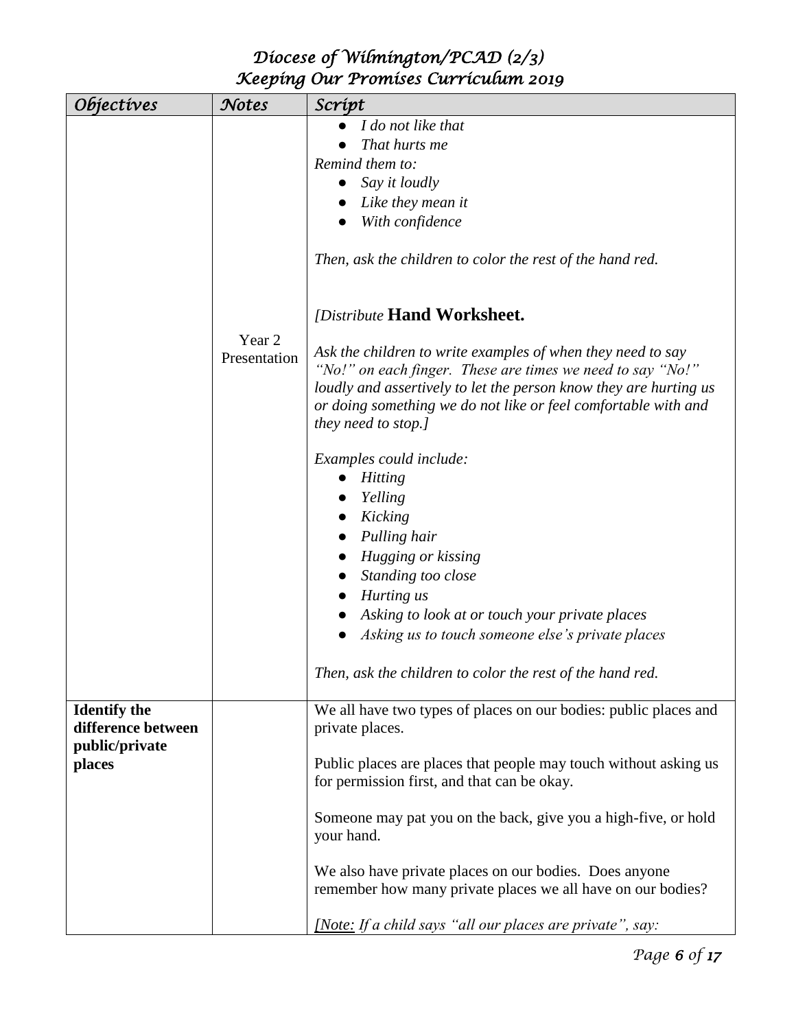| *Objectives* | *Notes* | *Script* |
|---|---|---|
| | Year 2 Presentation | • *I do not like that*<br>• *That hurts me*<br>*Remind them to:*<br>• *Say it loudly*<br>• *Like they mean it*<br>• *With confidence*<br><br>*Then, ask the children to color the rest of the hand red.*<br><br>*[Distribute* **Hand Worksheet.**<br><br>*Ask the children to write examples of when they need to say "No!" loudly on each finger. These are the times we need to say "No!" loudly and assertively to let the person know they are hurting us or doing something we do not like or feel comfortable with and they need to stop.]*<br><br>*Examples could include:*<br>• *Hitting*<br>• *Yelling*<br>• *Kicking*<br>• *Pulling hair*<br>• *Hugging or kissing*<br>• *Standing too close*<br>• *Hurting us*<br>• *Asking to look at or touch your private places*<br>• *Asking us to touch someone else's private places*<br><br>*Then, ask the children to color the rest of the hand red.* |
| **Identify the difference between public/private places** | | We all have two types of places on our bodies: public places and private places.<br><br>Public places are places that people may touch without asking us for permission first, and that can be okay.<br><br>Someone may pat you on the back, give you a high-five, or hold your hand.<br><br>We also have private places on our bodies. Does anyone remember how many private places we all have on our bodies?<br><br>*[<u>Note:</u> If a child says "all our places are private", say:* |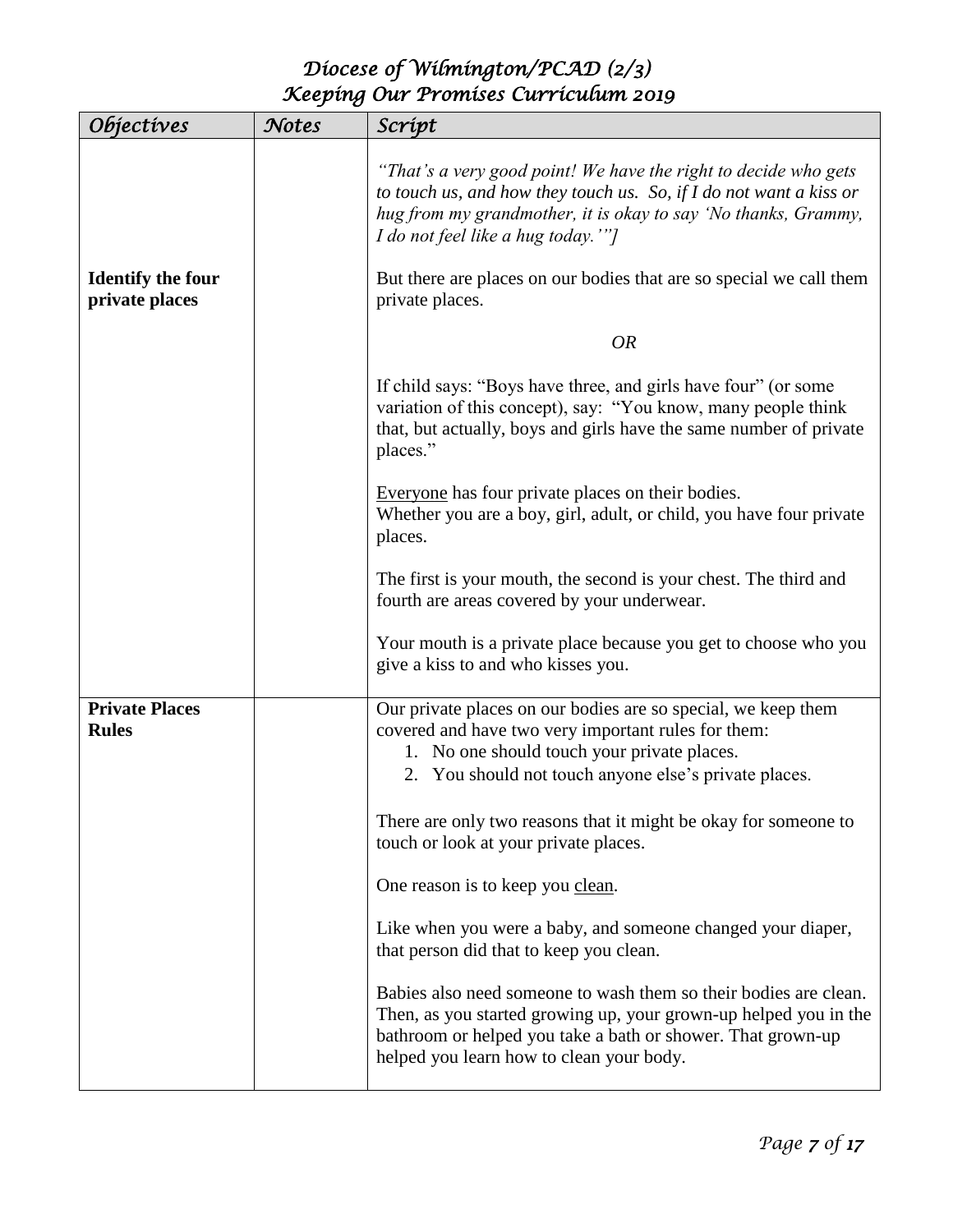| *Objectives* | *Notes* | *Script* |
|---|---|---|
| | | *"That's a very good point! We have the right to decide who gets to touch us, and how they touch us. So, if I do not want a kiss or hug from my grandmother, it is okay to say 'No thanks, Grammy, I do not feel like a hug today.'"]* |
| **Identify the four private places** | | But there are places on our bodies that are so special we call them private places.<br><br>*OR*<br><br>If child says: "Boys have three, and girls have four" (or some variation of this concept), say: "You know, many people think that, but actually, boys and girls have the same number of private places."<br><br><u>Everyone</u> has four private places on their bodies.<br>Whether you are a boy, girl, adult, or child, you have four private places.<br><br>The first is your mouth, the second is your chest. The third and fourth are areas covered by your underwear.<br><br>Your mouth is a private place because you get to choose who you give a kiss to and who kisses you. |
| **Private Places Rules** | | Our private places on our bodies are so special, we keep them covered and have two very important rules for them:<br>1. No one should touch your private places.<br>2. You should not touch anyone else's private places.<br><br>There are only two reasons that it might be okay for someone to touch or look at your private places.<br><br>One reason is to keep you <u>clean</u>.<br><br>Like when you were a baby, and someone changed your diaper, that person did that to keep you clean.<br><br>Babies also need someone to wash them so their bodies are clean. Then, as you started growing up, your grown-up helped you in the bathroom or helped you take a bath or shower. That grown-up helped you learn how to clean your body. |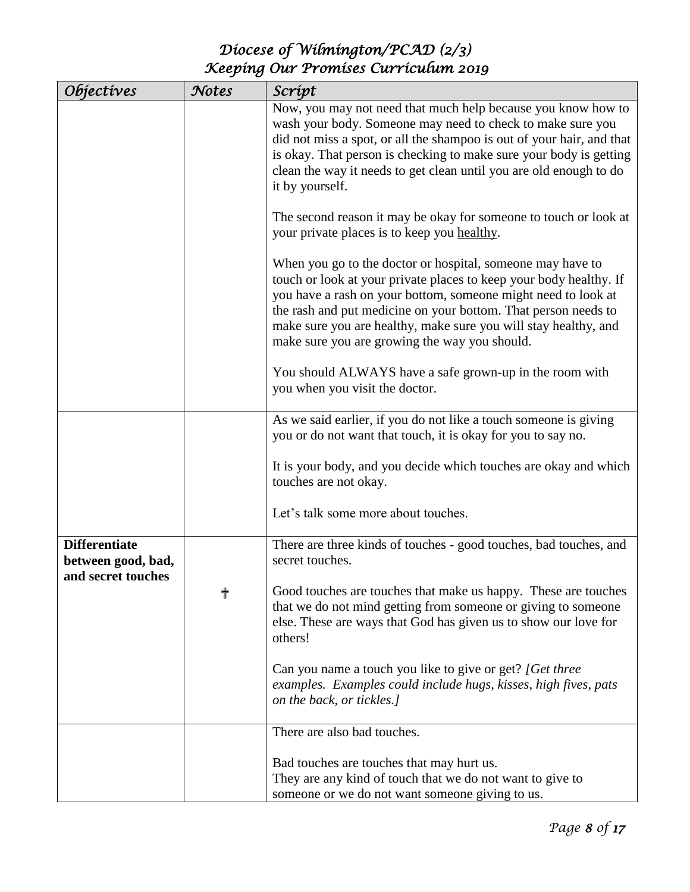| *Objectives* | *Notes* | *Script* |
|---|---|---|
| | | Now, you may not need that much help because you know how to wash your body. Someone may need to check to make sure you did not miss a spot, or all the shampoo is out of your hair, and that is okay. That person is checking to make sure your body is getting clean the way it needs to get clean until you are old enough to do it by yourself.<br><br>The second reason it may be okay for someone to touch or look at your private places is to keep you <u>healthy</u>.<br><br>When you go to the doctor or hospital, someone may have to touch or look at your private places to keep your body healthy. If you have a rash on your bottom, someone might need to look at the rash and put medicine on your bottom. That person needs to make sure you are healthy, make sure you will stay healthy, and make sure you are growing the way you should.<br><br>You should ALWAYS have a safe grown-up in the room with you when you visit the doctor. |
| | | As we said earlier, if you do not like a touch someone is giving you or do not want that touch, it is okay for you to say no.<br><br>It is your body, and you decide which touches are okay and which touches are not okay.<br><br>Let's talk some more about touches. |
| **Differentiate between good, bad, and secret touches** | † | There are three kinds of touches - good touches, bad touches, and secret touches.<br><br>Good touches are touches that make us happy. These are touches that we do not mind getting from someone or giving to someone else. These are ways that God has given us to show our love for others!<br><br>Can you name a touch you like to give or get? *[Get three examples. Examples could include hugs, kisses, high fives, pats on the back, or tickles.]* |
| | | There are also bad touches.<br><br>Bad touches are touches that may hurt us.<br>They are any kind of touch that we do not want to give to someone or we do not want someone giving to us. |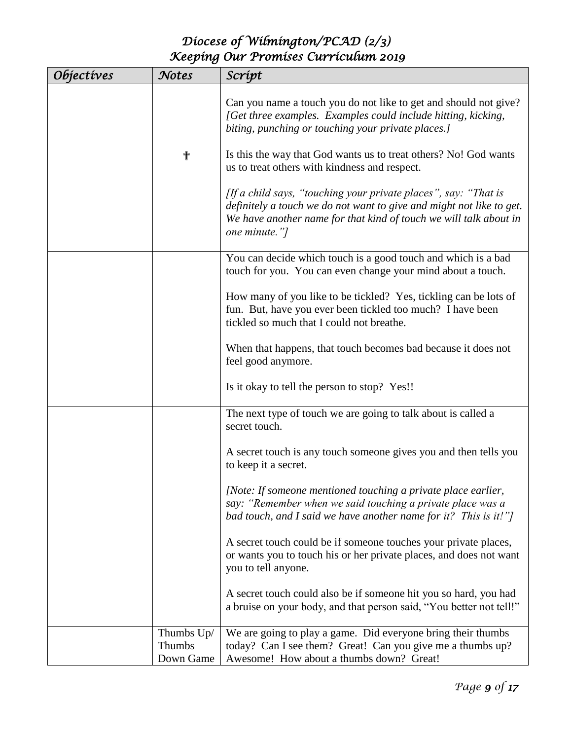| *Objectives* | *Notes* | *Script* |
|---|---|---|
| | ✝ | Can you name a touch you do not like to get and should not give? *[Get three examples. Examples could include hitting, kicking, biting, punching or touching your private places.]*<br><br>Is this the way that God wants us to treat others? No! God wants us to treat others with kindness and respect.<br><br>*[If a child says, "touching your private places", say: "That is definitely a touch we do not want to give and might not like to get. We have another name for that kind of touch we will talk about in one minute."]* |
| | | You can decide which touch is a good touch and which is a bad touch for you. You can even change your mind about a touch.<br><br>How many of you like to be tickled? Yes, tickling can be lots of fun. But, have you ever been tickled too much? I have been tickled so much that I could not breathe.<br><br>When that happens, that touch becomes bad because it does not feel good anymore.<br><br>Is it okay to tell the person to stop? Yes!! |
| | | The next type of touch we are going to talk about is called a secret touch.<br><br>A secret touch is any touch someone gives you and then tells you to keep it a secret.<br><br>*[Note: If someone mentioned touching a private place earlier, say: "Remember when we said touching a private place was a bad touch, and I said we have another name for it? This is it!"]*<br><br>A secret touch could be if someone touches your private places, or wants you to touch his or her private places, and does not want you to tell anyone.<br><br>A secret touch could also be if someone hit you so hard, you had a bruise on your body, and that person said, "You better not tell!" |
| | Thumbs Up/ Thumbs Down Game | We are going to play a game. Did everyone bring their thumbs today? Can I see them? Great! Can you give me a thumbs up? Awesome! How about a thumbs down? Great! |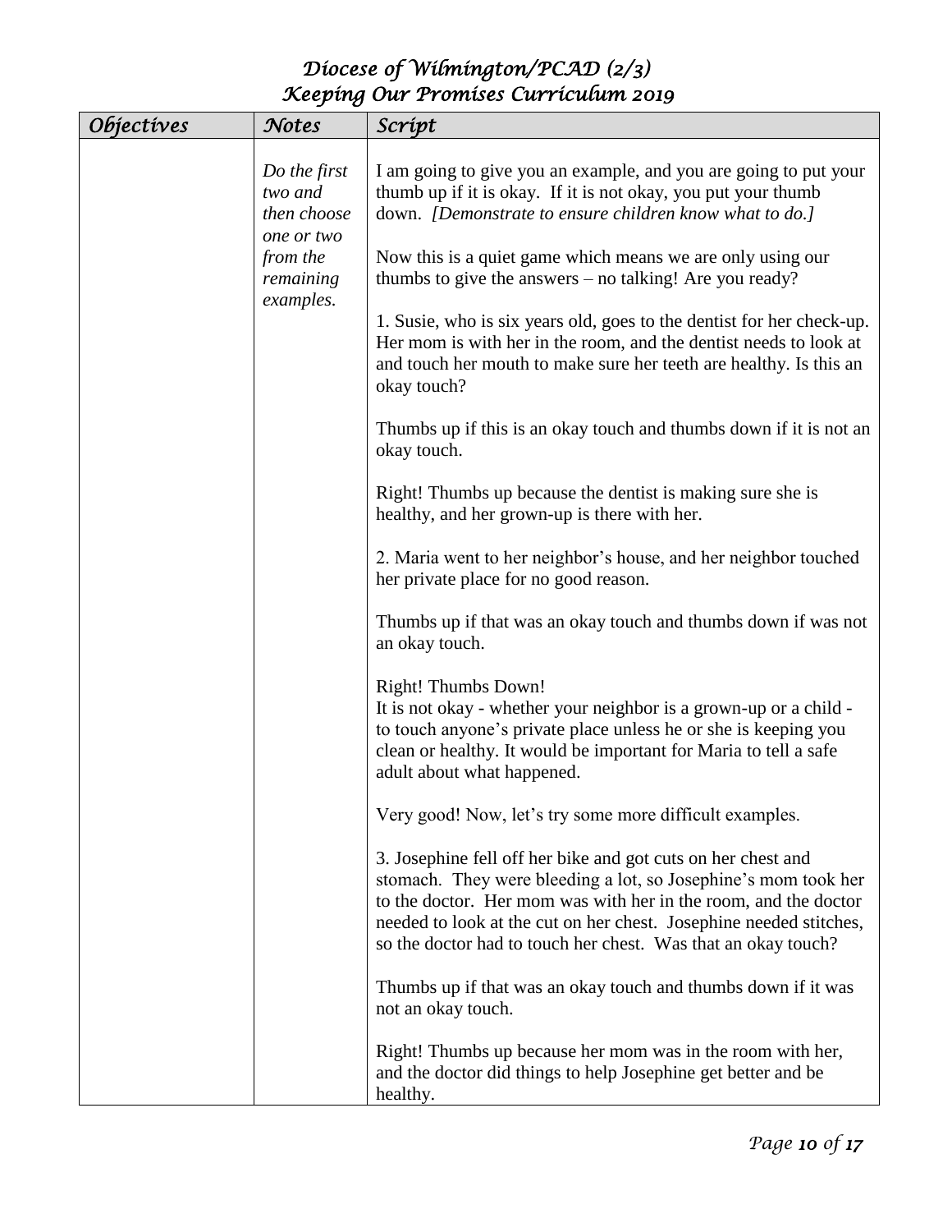| *Objectives* | *Notes* | *Script* |
|---|---|---|
| | *Do the first two and then choose one or two from the remaining examples.* | I am going to give you an example, and you are going to put your thumb up if it is okay. If it is not okay, you put your thumb down. *[Demonstrate to ensure children know what to do.]*<br><br>Now this is a quiet game which means we are only using our thumbs to give the answers – no talking! Are you ready?<br><br>1. Susie, who is six years old, goes to the dentist for her check-up. Her mom is with her in the room, and the dentist needs to look at and touch her mouth to make sure her teeth are healthy. Is this an okay touch?<br><br>Thumbs up if this is an okay touch and thumbs down if it is not an okay touch.<br><br>Right! Thumbs up because the dentist is making sure she is healthy, and her grown-up is there with her.<br><br>2. Maria went to her neighbor's house, and her neighbor touched her private place for no good reason.<br><br>Thumbs up if that was an okay touch and thumbs down if was not an okay touch.<br><br>Right! Thumbs Down!<br>It is not okay - whether your neighbor is a grown-up or a child - to touch anyone's private place unless he or she is keeping you clean or healthy. It would be important for Maria to tell a safe adult about what happened.<br><br>Very good! Now, let's try some more difficult examples.<br><br>3. Josephine fell off her bike and got cuts on her chest and stomach. They were bleeding a lot, so Josephine's mom took her to the doctor. Her mom was with her in the room, and the doctor needed to look at the cut on her chest. Josephine needed stitches, so the doctor had to touch her chest. Was that an okay touch?<br><br>Thumbs up if that was an okay touch and thumbs down if it was not an okay touch.<br><br>Right! Thumbs up because her mom was in the room with her, and the doctor did things to help Josephine get better and be healthy. |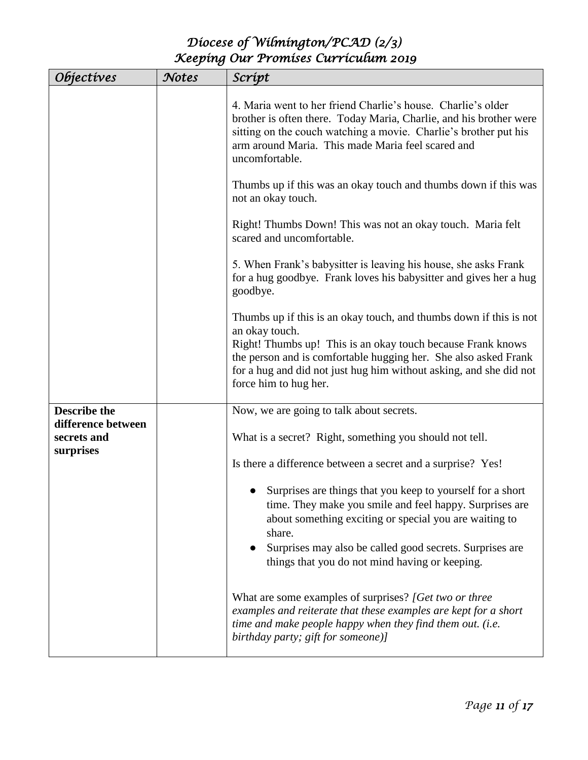| *Objectives* | *Notes* | *Script* |
| --- | --- | --- |
| | | 4. Maria went to her friend Charlie's house. Charlie's older brother is often there. Today Maria, Charlie, and his brother were sitting on the couch watching a movie. Charlie's brother put his arm around Maria. This made Maria feel scared and uncomfortable.<br><br>Thumbs up if this was an okay touch and thumbs down if this was not an okay touch.<br><br>Right! Thumbs Down! This was not an okay touch. Maria felt scared and uncomfortable.<br><br>5. When Frank's babysitter is leaving his house, she asks Frank for a hug goodbye. Frank loves his babysitter and gives her a hug goodbye.<br><br>Thumbs up if this is an okay touch, and thumbs down if this is not an okay touch.<br>Right! Thumbs up! This is an okay touch because Frank knows the person and is comfortable hugging her. She also asked Frank for a hug and did not just hug him without asking, and she did not force him to hug her. |
| **Describe the difference between secrets and surprises** | | Now, we are going to talk about secrets.<br><br>What is a secret? Right, something you should not tell.<br><br>Is there a difference between a secret and a surprise? Yes!<br><br>● Surprises are things that you keep to yourself for a short time. They make you smile and feel happy. Surprises are about something exciting or special you are waiting to share.<br>● Surprises may also be called good secrets. Surprises are things that you do not mind having or keeping.<br><br>What are some examples of surprises? *[Get two or three examples and reiterate that these examples are kept for a short time and make people happy when they find them out. (i.e. birthday party; gift for someone)]* |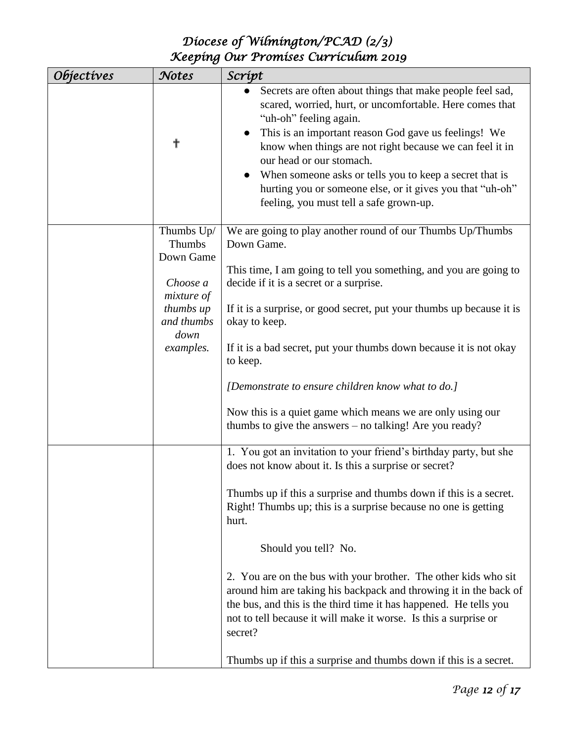| Objectives | Notes | Script |
|---|---|---|
| | † | ● Secrets are often about things that make people feel sad, scared, worried, hurt, or uncomfortable. Here comes that "uh-oh" feeling again.<br>● This is an important reason God gave us feelings! We know when things are not right because we can feel it in our head or our stomach.<br>● When someone asks or tells you to keep a secret that is hurting you or someone else, or it gives you that "uh-oh" feeling, you must tell a safe grown-up. |
| | Thumbs Up/ Thumbs Down Game<br><br>*Choose a mixture of thumbs up and thumbs down examples.* | We are going to play another round of our Thumbs Up/Thumbs Down Game.<br><br>This time, I am going to tell you something, and you are going to decide if it is a secret or a surprise.<br><br>If it is a surprise, or good secret, put your thumbs up because it is okay to keep.<br><br>If it is a bad secret, put your thumbs down because it is not okay to keep.<br><br>*[Demonstrate to ensure children know what to do.]*<br><br>Now this is a quiet game which means we are only using our thumbs to give the answers – no talking! Are you ready? |
| | | 1. You got an invitation to your friend's birthday party, but she does not know about it. Is this a surprise or secret?<br><br>Thumbs up if this a surprise and thumbs down if this is a secret. Right! Thumbs up; this is a surprise because no one is getting hurt.<br><br>Should you tell? No.<br><br>2. You are on the bus with your brother. The other kids who sit around him are taking his backpack and throwing it in the back of the bus, and this is the third time it has happened. He tells you not to tell because it will make it worse. Is this a surprise or secret?<br><br>Thumbs up if this a surprise and thumbs down if this is a secret. |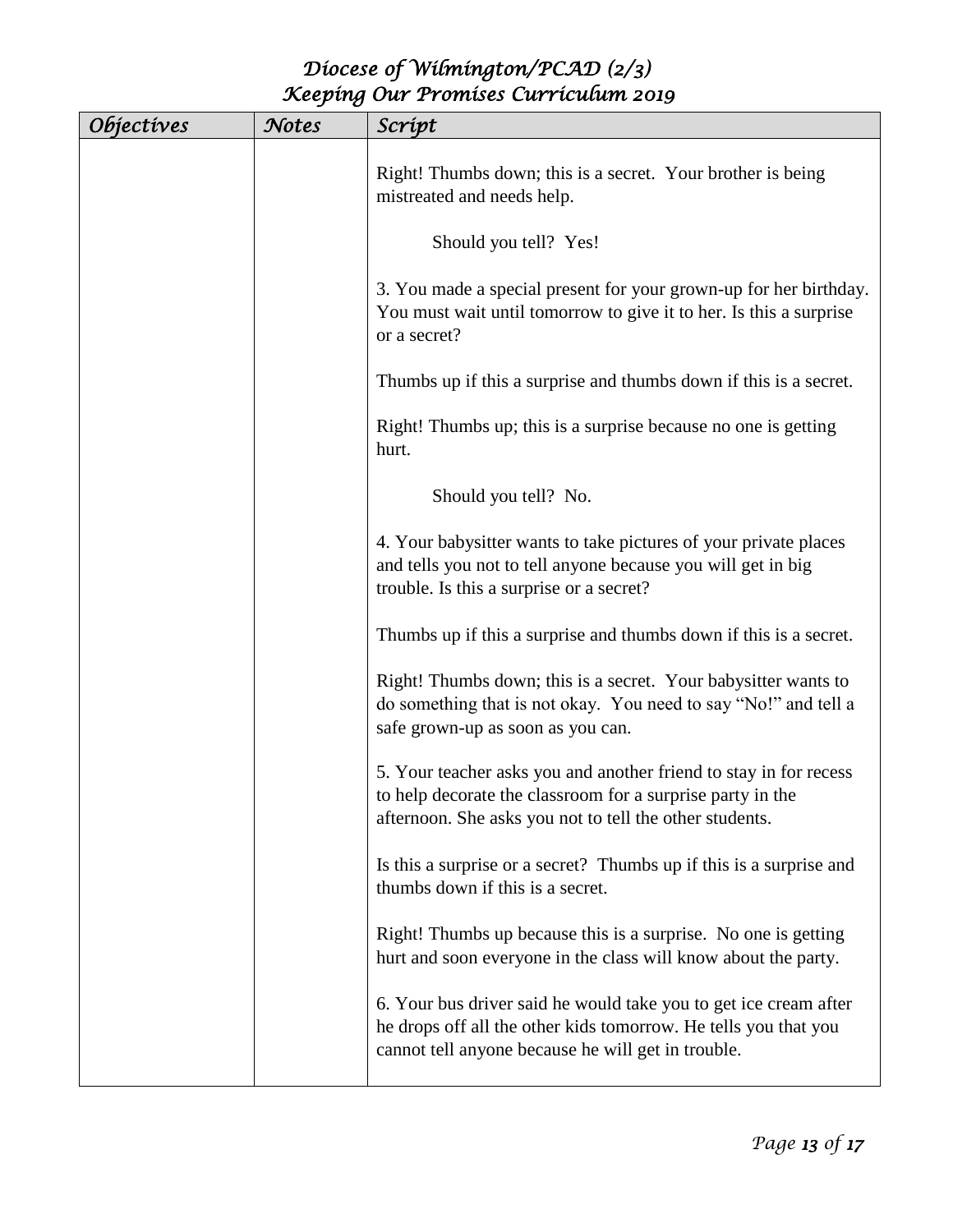| Objectives | Notes | Script |
|---|---|---|
| | | Right! Thumbs down; this is a secret. Your brother is being mistreated and needs help.<br><br>Should you tell? Yes!<br><br>3. You made a special present for your grown-up for her birthday. You must wait until tomorrow to give it to her. Is this a surprise or a secret?<br><br>Thumbs up if this a surprise and thumbs down if this is a secret.<br><br>Right! Thumbs up; this is a surprise because no one is getting hurt.<br><br>Should you tell? No.<br><br>4. Your babysitter wants to take pictures of your private places and tells you not to tell anyone because you will get in big trouble. Is this a surprise or a secret?<br><br>Thumbs up if this a surprise and thumbs down if this is a secret.<br><br>Right! Thumbs down; this is a secret. Your babysitter wants to do something that is not okay. You need to say "No!" and tell a safe grown-up as soon as you can.<br><br>5. Your teacher asks you and another friend to stay in for recess to help decorate the classroom for a surprise party in the afternoon. She asks you not to tell the other students.<br><br>Is this a surprise or a secret? Thumbs up if this is a surprise and thumbs down if this is a secret.<br><br>Right! Thumbs up because this is a surprise. No one is getting hurt and soon everyone in the class will know about the party.<br><br>6. Your bus driver said he would take you to get ice cream after he drops off all the other kids tomorrow. He tells you that you cannot tell anyone because he will get in trouble. |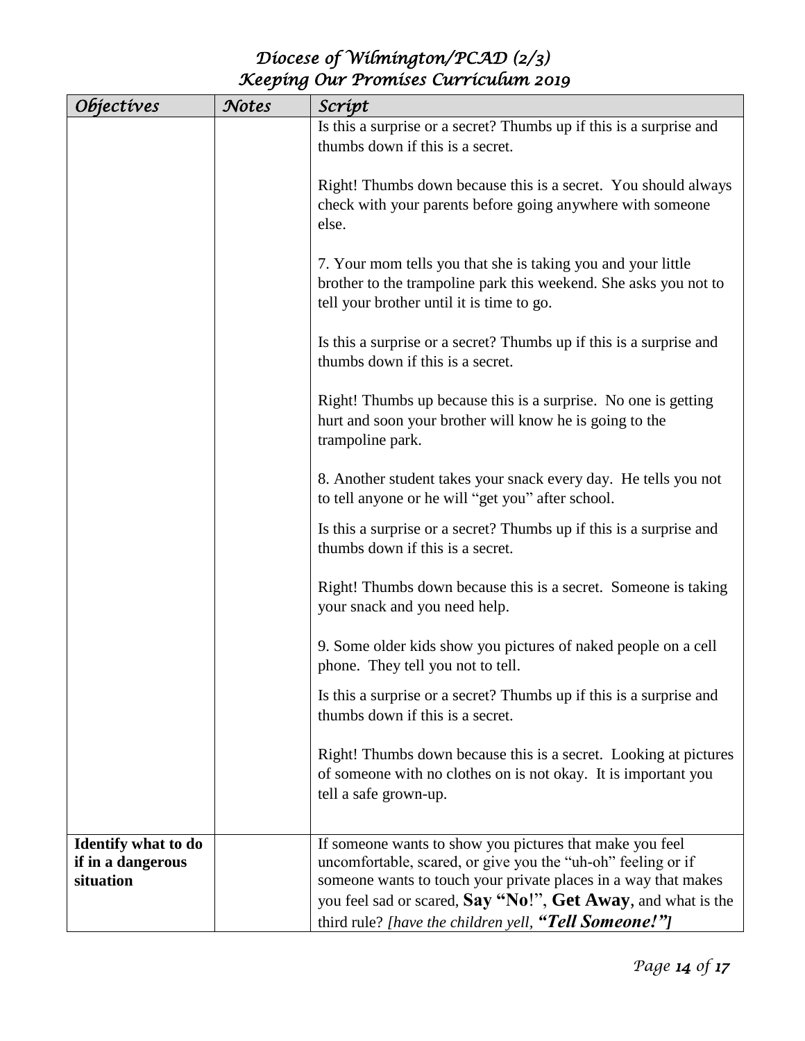| *Objectives* | *Notes* | *Script* |
|---|---|---|
| | | Is this a surprise or a secret? Thumbs up if this is a surprise and thumbs down if this is a secret.<br><br>Right! Thumbs down because this is a secret. You should always check with your parents before going anywhere with someone else.<br><br>7. Your mom tells you that she is taking you and your little brother to the trampoline park this weekend. She asks you not to tell your brother until it is time to go.<br><br>Is this a surprise or a secret? Thumbs up if this is a surprise and thumbs down if this is a secret.<br><br>Right! Thumbs up because this is a surprise. No one is getting hurt and soon your brother will know he is going to the trampoline park.<br><br>8. Another student takes your snack every day. He tells you not to tell anyone or he will "get you" after school.<br><br>Is this a surprise or a secret? Thumbs up if this is a surprise and thumbs down if this is a secret.<br><br>Right! Thumbs down because this is a secret. Someone is taking your snack and you need help.<br><br>9. Some older kids show you pictures of naked people on a cell phone. They tell you not to tell.<br><br>Is this a surprise or a secret? Thumbs up if this is a surprise and thumbs down if this is a secret.<br><br>Right! Thumbs down because this is a secret. Looking at pictures of someone with no clothes on is not okay. It is important you tell a safe grown-up. |
| **Identify what to do if in a dangerous situation** | | If someone wants to show you pictures that make you feel uncomfortable, scared, or give you the "uh-oh" feeling or if someone wants to touch your private places in a way that makes you feel sad or scared, **Say "No!"**, **Get Away**, and what is the third rule? *[have the children yell,* ***"Tell Someone!"****]* |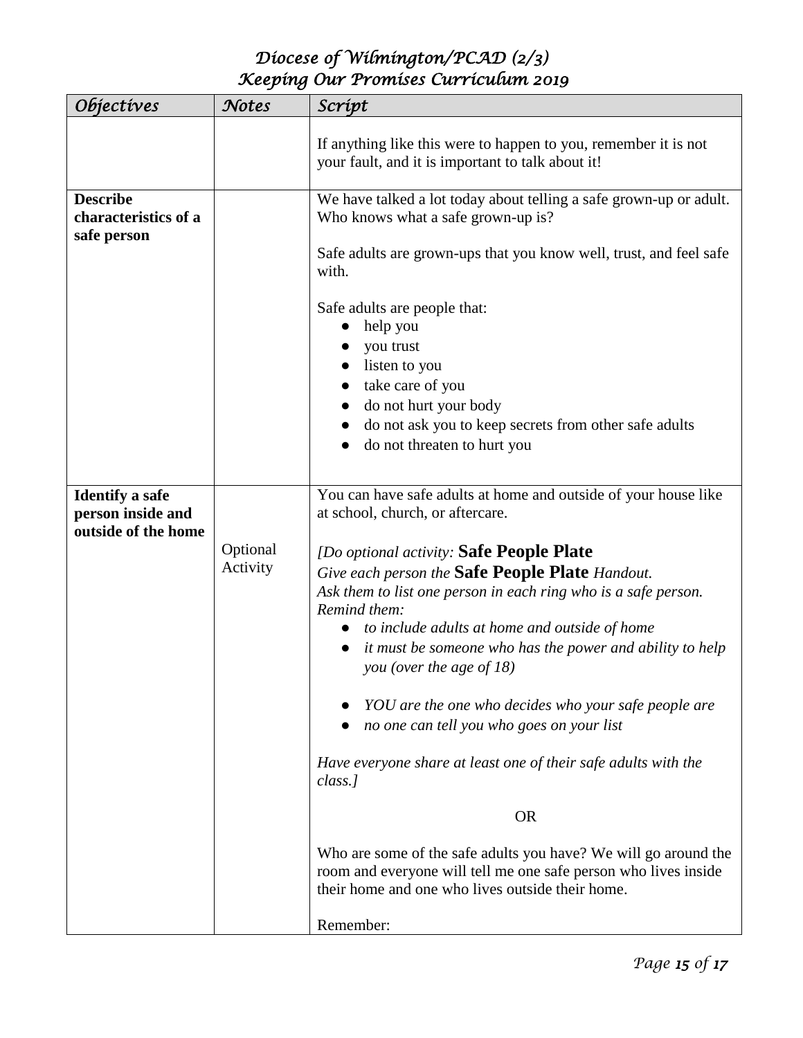| Objectives | Notes | Script |
|---|---|---|
| | | If anything like this were to happen to you, remember it is not your fault, and it is important to talk about it! |
| **Describe characteristics of a safe person** | | We have talked a lot today about telling a safe grown-up or adult. Who knows what a safe grown-up is?<br><br>Safe adults are grown-ups that you know well, trust, and feel safe with.<br><br>Safe adults are people that:<br>● help you<br>● you trust<br>● listen to you<br>● take care of you<br>● do not hurt your body<br>● do not ask you to keep secrets from other safe adults<br>● do not threaten to hurt you |
| **Identify a safe person inside and outside of the home** | Optional Activity | You can have safe adults at home and outside of your house like at school, church, or aftercare.<br><br>*[Do optional activity:* **Safe People Plate**<br>*Give each person the* **Safe People Plate** *Handout.*<br>*Ask them to list one person in each ring who is a safe person. Remind them:*<br>● *to include adults at home and outside of home*<br>● *it must be someone who has the power and ability to help you (over the age of 18)*<br><br>● *YOU are the one who decides who your safe people are*<br>● *no one can tell you who goes on your list*<br><br>*Have everyone share at least one of their safe adults with the class.]*<br><br>OR<br><br>Who are some of the safe adults you have? We will go around the room and everyone will tell me one safe person who lives inside their home and one who lives outside their home.<br><br>Remember: |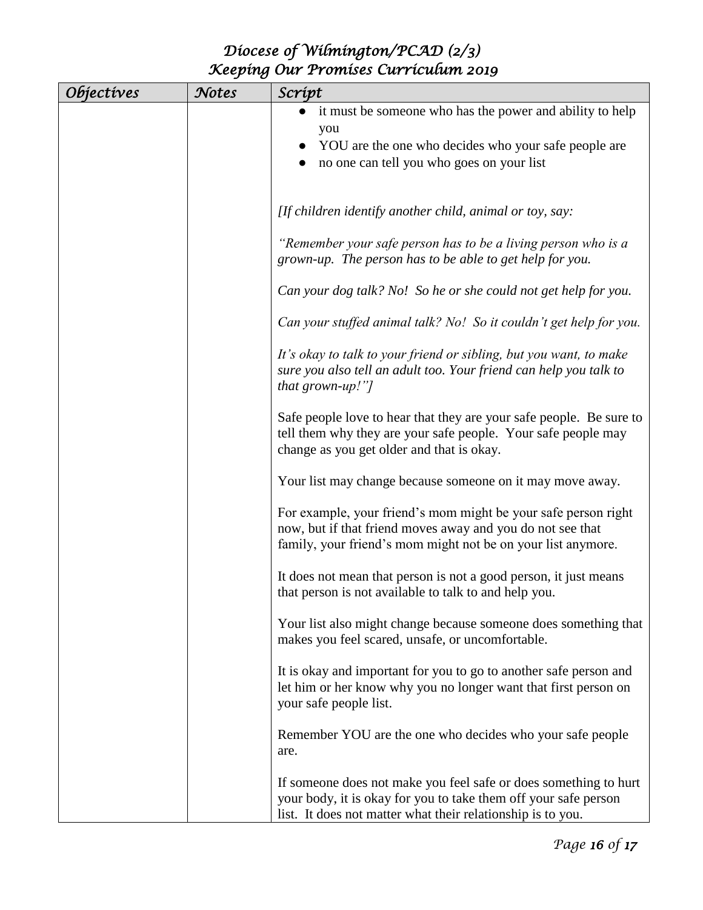| Objectives | Notes | Script |
|---|---|---|
| | | • it must be someone who has the power and ability to help you<br>• YOU are the one who decides who your safe people are<br>• no one can tell you who goes on your list<br><br>*[If children identify another child, animal or toy, say:*<br><br>*"Remember your safe person has to be a living person who is a grown-up. The person has to be able to get help for you.*<br><br>*Can your dog talk? No! So he or she could not get help for you.*<br><br>*Can your stuffed animal talk? No! So it couldn't get help for you.*<br><br>*It's okay to talk to your friend or sibling, but you want, to make sure you also tell an adult too. Your friend can help you talk to that grown-up!"]*<br><br>Safe people love to hear that they are your safe people. Be sure to tell them why they are your safe people. Your safe people may change as you get older and that is okay.<br><br>Your list may change because someone on it may move away.<br><br>For example, your friend's mom might be your safe person right now, but if that friend moves away and you do not see that family, your friend's mom might not be on your list anymore.<br><br>It does not mean that person is not a good person, it just means that person is not available to talk to and help you.<br><br>Your list also might change because someone does something that makes you feel scared, unsafe, or uncomfortable.<br><br>It is okay and important for you to go to another safe person and let him or her know why you no longer want that first person on your safe people list.<br><br>Remember YOU are the one who decides who your safe people are.<br><br>If someone does not make you feel safe or does something to hurt your body, it is okay for you to take them off your safe person list. It does not matter what their relationship is to you. |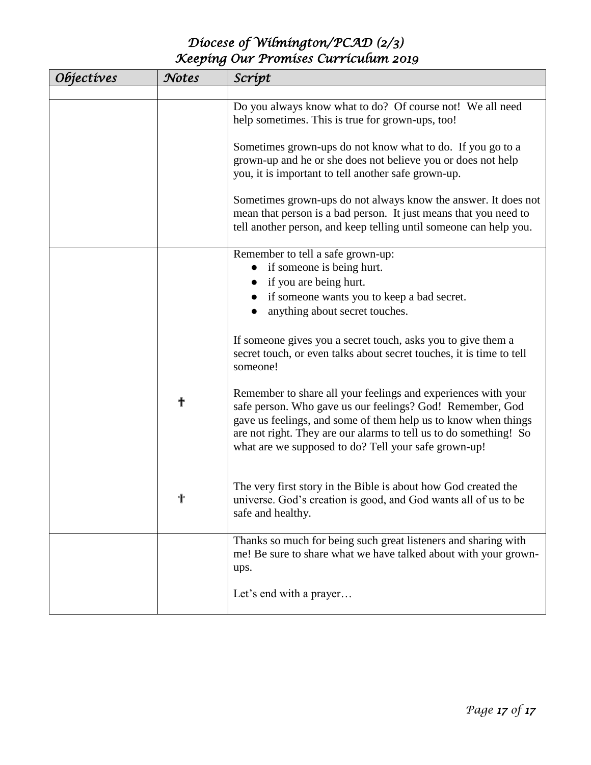| Objectives | Notes | Script |
|---|---|---|
| | | |
| | | Do you always know what to do? Of course not! We all need help sometimes. This is true for grown-ups, too!<br><br>Sometimes grown-ups do not know what to do. If you go to a grown-up and he or she does not believe you or does not help you, it is important to tell another safe grown-up.<br><br>Sometimes grown-ups do not always know the answer. It does not mean that person is a bad person. It just means that you need to tell another person, and keep telling until someone can help you. |
| | †<br><br>† | Remember to tell a safe grown-up:<br>● if someone is being hurt.<br>● if you are being hurt.<br>● if someone wants you to keep a bad secret.<br>● anything about secret touches.<br><br>If someone gives you a secret touch, asks you to give them a secret touch, or even talks about secret touches, it is time to tell someone!<br><br>Remember to share all your feelings and experiences with your safe person. Who gave us our feelings? God! Remember, God gave us feelings, and some of them help us to know when things are not right. They are our alarms to tell us to do something! So what are we supposed to do? Tell your safe grown-up!<br><br>The very first story in the Bible is about how God created the universe. God's creation is good, and God wants all of us to be safe and healthy. |
| | | Thanks so much for being such great listeners and sharing with me! Be sure to share what we have talked about with your grown-ups.<br><br>Let's end with a prayer… |